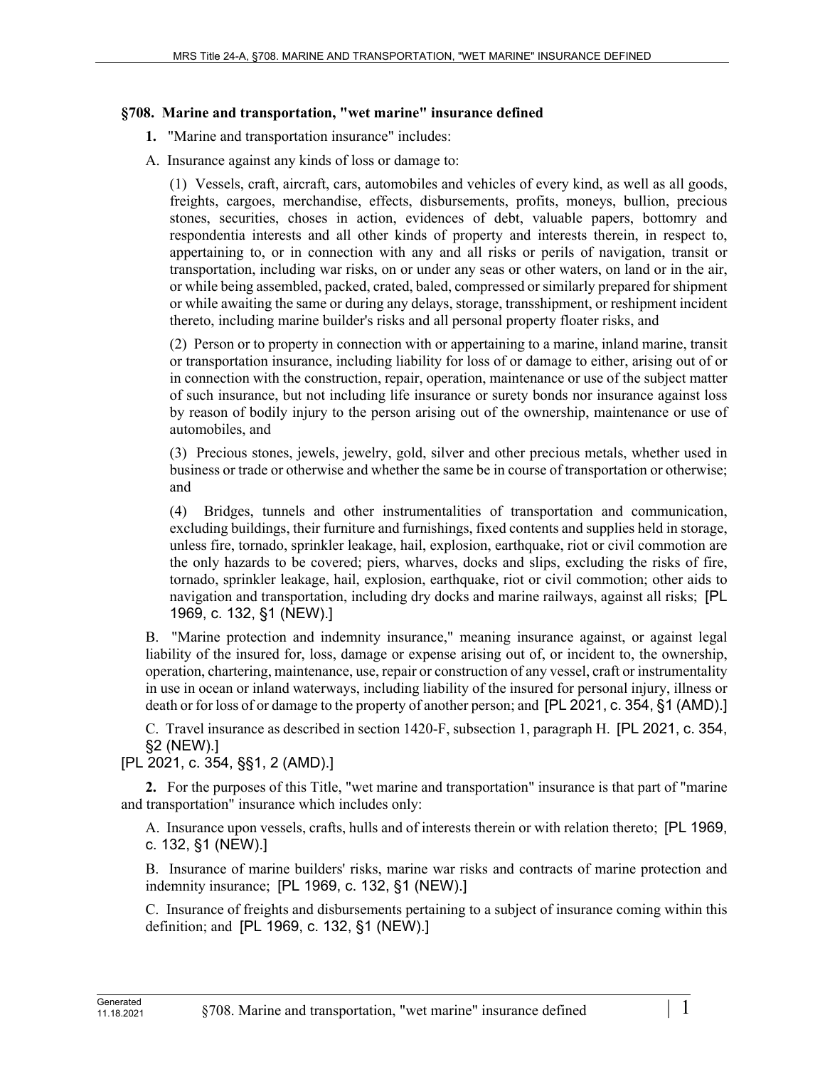## §708. Marine and transportation, "wet marine" insurance defined

**1.** "Marine and transportation insurance" includes:

A. Insurance against any kinds of loss or damage to:

(1) Vessels, craft, aircraft, cars, automobiles and vehicles of every kind, as well as all goods, freights, cargoes, merchandise, effects, disbursements, profits, moneys, bullion, precious stones, securities, choses in action, evidences of debt, valuable papers, bottomry and respondentia interests and all other kinds of property and interests therein, in respect to, appertaining to, or in connection with any and all risks or perils of navigation, transit or transportation, including war risks, on or under any seas or other waters, on land or in the air, or while being assembled, packed, crated, baled, compressed or similarly prepared for shipment or while awaiting the same or during any delays, storage, transshipment, or reshipment incident thereto, including marine builder's risks and all personal property floater risks, and

(2) Person or to property in connection with or appertaining to a marine, inland marine, transit or transportation insurance, including liability for loss of or damage to either, arising out of or in connection with the construction, repair, operation, maintenance or use of the subject matter of such insurance, but not including life insurance or surety bonds nor insurance against loss by reason of bodily injury to the person arising out of the ownership, maintenance or use of automobiles, and

(3) Precious stones, jewels, jewelry, gold, silver and other precious metals, whether used in business or trade or otherwise and whether the same be in course of transportation or otherwise; and

(4) Bridges, tunnels and other instrumentalities of transportation and communication, excluding buildings, their furniture and furnishings, fixed contents and supplies held in storage, unless fire, tornado, sprinkler leakage, hail, explosion, earthquake, riot or civil commotion are the only hazards to be covered; piers, wharves, docks and slips, excluding the risks of fire, tornado, sprinkler leakage, hail, explosion, earthquake, riot or civil commotion; other aids to navigation and transportation, including dry docks and marine railways, against all risks; [PL 1969, c. 132, §1 (NEW).]

B. "Marine protection and indemnity insurance," meaning insurance against, or against legal liability of the insured for, loss, damage or expense arising out of, or incident to, the ownership, operation, chartering, maintenance, use, repair or construction of any vessel, craft or instrumentality in use in ocean or inland waterways, including liability of the insured for personal injury, illness or death or for loss of or damage to the property of another person; and [PL 2021, c. 354, §1 (AMD).]

C. Travel insurance as described in section 1420-F, subsection 1, paragraph H. [PL 2021, c. 354, §2 (NEW).]

[PL 2021, c. 354, §§1, 2 (AMD).]

**2.** For the purposes of this Title, "wet marine and transportation" insurance is that part of "marine and transportation" insurance which includes only:

A. Insurance upon vessels, crafts, hulls and of interests therein or with relation thereto; [PL 1969, c. 132, §1 (NEW).]

B. Insurance of marine builders' risks, marine war risks and contracts of marine protection and indemnity insurance; [PL 1969, c. 132, §1 (NEW).]

C. Insurance of freights and disbursements pertaining to a subject of insurance coming within this definition; and [PL 1969, c. 132, §1 (NEW).]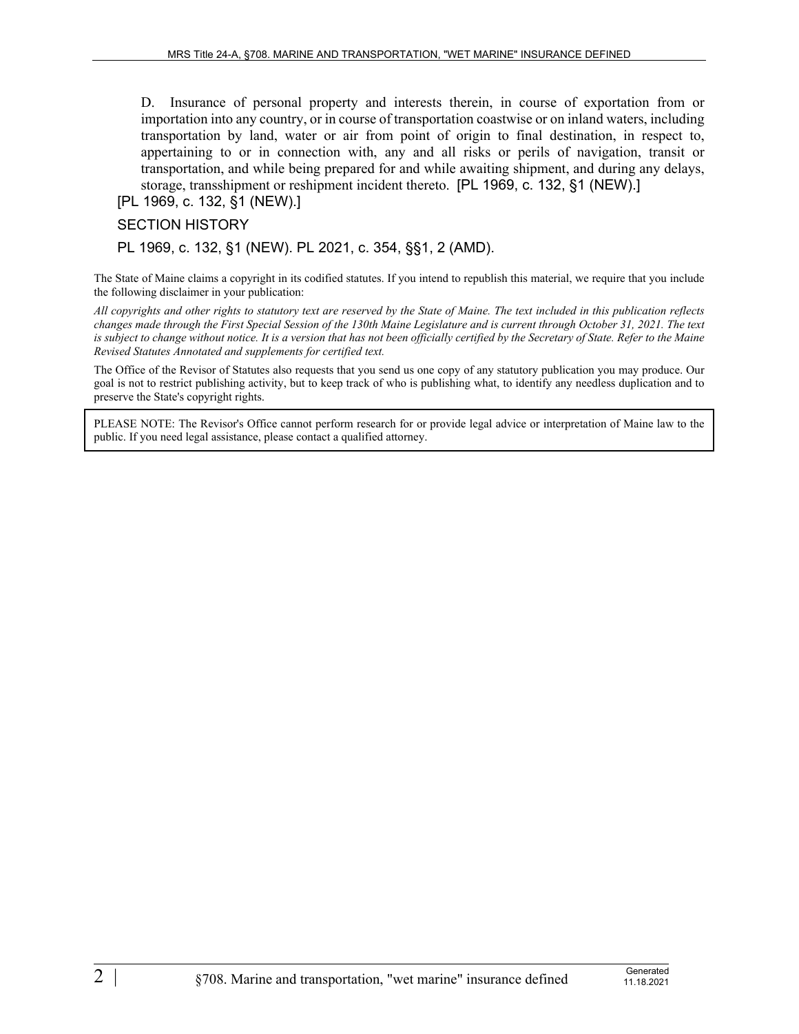D. Insurance of personal property and interests therein, in course of exportation from or importation into any country, or in course of transportation coastwise or on inland waters, including transportation by land, water or air from point of origin to final destination, in respect to, appertaining to or in connection with, any and all risks or perils of navigation, transit or transportation, and while being prepared for and while awaiting shipment, and during any delays, storage, transshipment or reshipment incident thereto. [PL 1969, c. 132, §1 (NEW).]

[PL 1969, c. 132, §1 (NEW).]

SECTION HISTORY

PL 1969, c. 132, §1 (NEW). PL 2021, c. 354, §§1, 2 (AMD).

The State of Maine claims a copyright in its codified statutes. If you intend to republish this material, we require that you include the following disclaimer in your publication:

*All copyrights and other rights to statutory text are reserved by the State of Maine. The text included in this publication reflects changes made through the First Special Session of the 130th Maine Legislature and is current through October 31, 2021. The text is subject to change without notice. It is a version that has not been officially certified by the Secretary of State. Refer to the Maine Revised Statutes Annotated and supplements for certified text.*

The Office of the Revisor of Statutes also requests that you send us one copy of any statutory publication you may produce. Our goal is not to restrict publishing activity, but to keep track of who is publishing what, to identify any needless duplication and to preserve the State's copyright rights.

PLEASE NOTE: The Revisor's Office cannot perform research for or provide legal advice or interpretation of Maine law to the public. If you need legal assistance, please contact a qualified attorney.